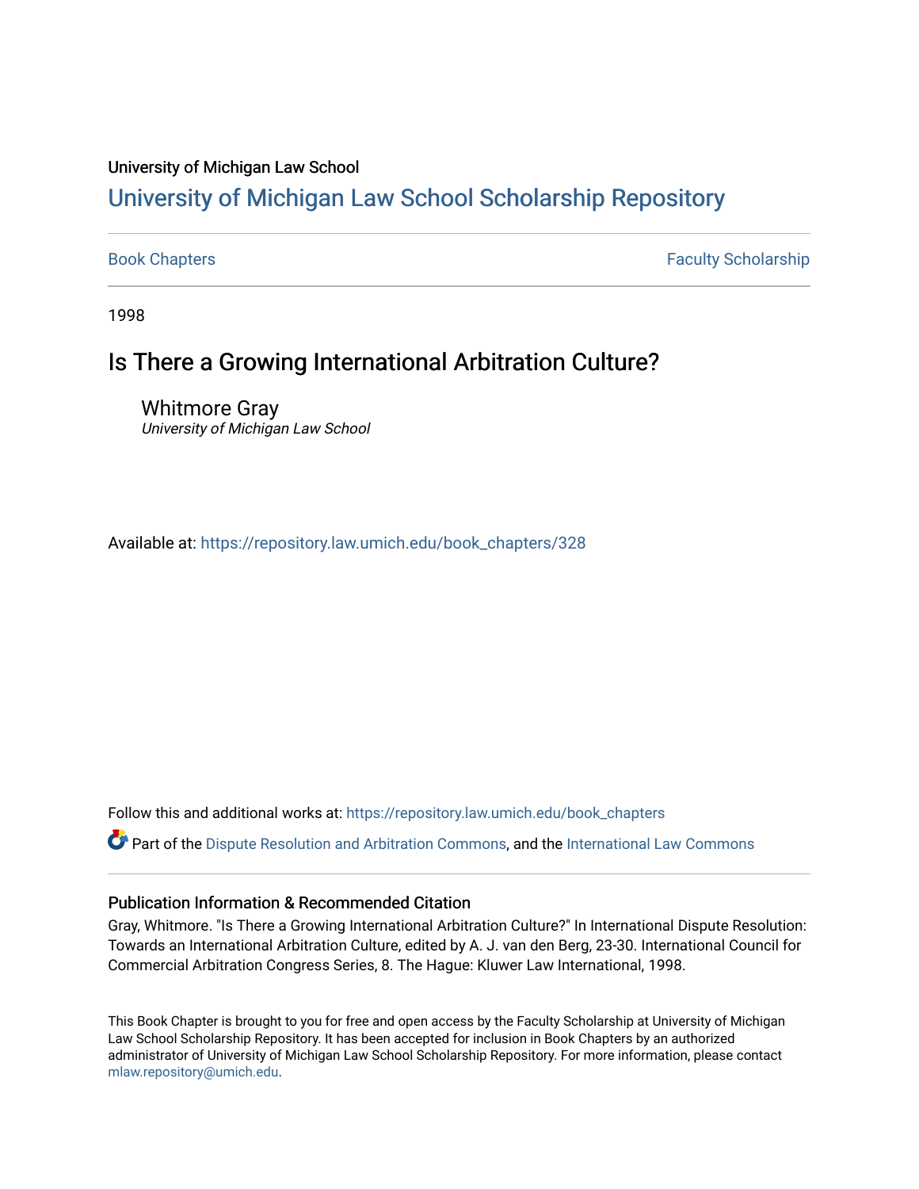University of Michigan Law School

# University of Michigan Law School Scholarship Repository

Book Chapters | Faculty Scholarship

1998

## Is There a Growing International Arbitration Culture?

Whitmore Gray
*University of Michigan Law School*

Available at: https://repository.law.umich.edu/book_chapters/328

Follow this and additional works at: https://repository.law.umich.edu/book_chapters

Part of the Dispute Resolution and Arbitration Commons, and the International Law Commons

### Publication Information & Recommended Citation

Gray, Whitmore. "Is There a Growing International Arbitration Culture?" In International Dispute Resolution: Towards an International Arbitration Culture, edited by A. J. van den Berg, 23-30. International Council for Commercial Arbitration Congress Series, 8. The Hague: Kluwer Law International, 1998.

This Book Chapter is brought to you for free and open access by the Faculty Scholarship at University of Michigan Law School Scholarship Repository. It has been accepted for inclusion in Book Chapters by an authorized administrator of University of Michigan Law School Scholarship Repository. For more information, please contact mlaw.repository@umich.edu.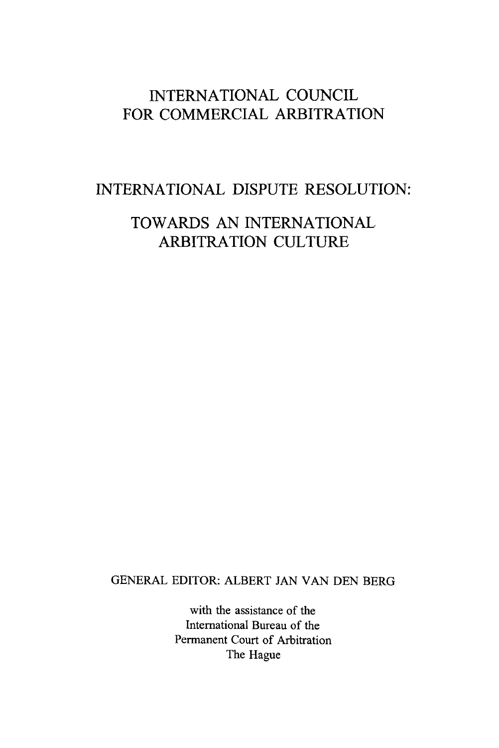# INTERNATIONAL COUNCIL FOR COMMERCIAL ARBITRATION

# INTERNATIONAL DISPUTE RESOLUTION:

# TOWARDS AN INTERNATIONAL ARBITRATION CULTURE

GENERAL EDITOR: ALBERT JAN VAN DEN BERG

with the assistance of the
International Bureau of the
Permanent Court of Arbitration
The Hague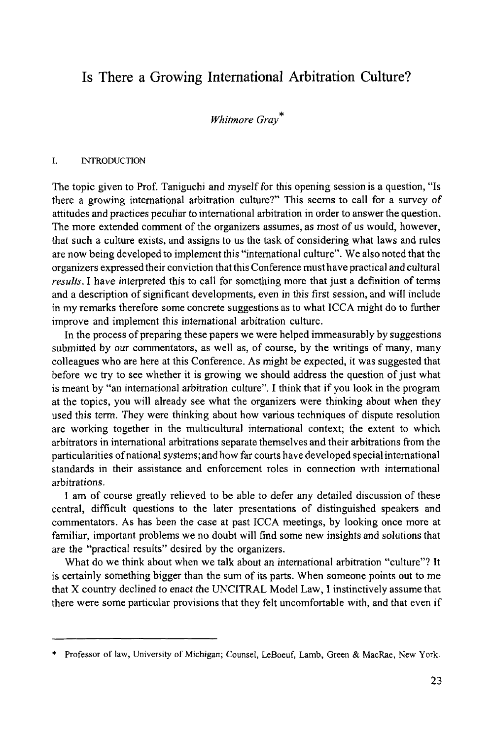# Is There a Growing International Arbitration Culture?

*Whitmore Gray*[*]

## I. INTRODUCTION

The topic given to Prof. Taniguchi and myself for this opening session is a question, "Is there a growing international arbitration culture?" This seems to call for a survey of attitudes and practices peculiar to international arbitration in order to answer the question. The more extended comment of the organizers assumes, as most of us would, however, that such a culture exists, and assigns to us the task of considering what laws and rules are now being developed to implement this "international culture". We also noted that the organizers expressed their conviction that this Conference must have practical and cultural *results*. I have interpreted this to call for something more that just a definition of terms and a description of significant developments, even in this first session, and will include in my remarks therefore some concrete suggestions as to what ICCA might do to further improve and implement this international arbitration culture.

In the process of preparing these papers we were helped immeasurably by suggestions submitted by our commentators, as well as, of course, by the writings of many, many colleagues who are here at this Conference. As might be expected, it was suggested that before we try to see whether it is growing we should address the question of just what is meant by "an international arbitration culture". I think that if you look in the program at the topics, you will already see what the organizers were thinking about when they used this term. They were thinking about how various techniques of dispute resolution are working together in the multicultural international context; the extent to which arbitrators in international arbitrations separate themselves and their arbitrations from the particularities of national systems; and how far courts have developed special international standards in their assistance and enforcement roles in connection with international arbitrations.

I am of course greatly relieved to be able to defer any detailed discussion of these central, difficult questions to the later presentations of distinguished speakers and commentators. As has been the case at past ICCA meetings, by looking once more at familiar, important problems we no doubt will find some new insights and solutions that are the "practical results" desired by the organizers.

What do we think about when we talk about an international arbitration "culture"? It is certainly something bigger than the sum of its parts. When someone points out to me that X country declined to enact the UNCITRAL Model Law, I instinctively assume that there were some particular provisions that they felt uncomfortable with, and that even if

---

[*] Professor of law, University of Michigan; Counsel, LeBoeuf, Lamb, Green & MacRae, New York.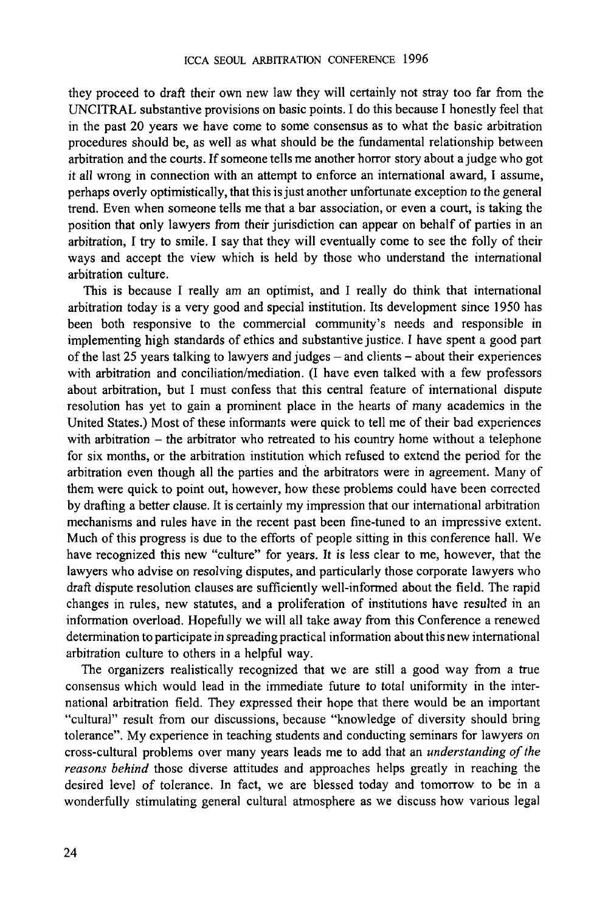they proceed to draft their own new law they will certainly not stray too far from the UNCITRAL substantive provisions on basic points. I do this because I honestly feel that in the past 20 years we have come to some consensus as to what the basic arbitration procedures should be, as well as what should be the fundamental relationship between arbitration and the courts. If someone tells me another horror story about a judge who got it all wrong in connection with an attempt to enforce an international award, I assume, perhaps overly optimistically, that this is just another unfortunate exception to the general trend. Even when someone tells me that a bar association, or even a court, is taking the position that only lawyers from their jurisdiction can appear on behalf of parties in an arbitration, I try to smile. I say that they will eventually come to see the folly of their ways and accept the view which is held by those who understand the international arbitration culture.

This is because I really am an optimist, and I really do think that international arbitration today is a very good and special institution. Its development since 1950 has been both responsive to the commercial community's needs and responsible in implementing high standards of ethics and substantive justice. I have spent a good part of the last 25 years talking to lawyers and judges – and clients – about their experiences with arbitration and conciliation/mediation. (I have even talked with a few professors about arbitration, but I must confess that this central feature of international dispute resolution has yet to gain a prominent place in the hearts of many academics in the United States.) Most of these informants were quick to tell me of their bad experiences with arbitration – the arbitrator who retreated to his country home without a telephone for six months, or the arbitration institution which refused to extend the period for the arbitration even though all the parties and the arbitrators were in agreement. Many of them were quick to point out, however, how these problems could have been corrected by drafting a better clause. It is certainly my impression that our international arbitration mechanisms and rules have in the recent past been fine-tuned to an impressive extent. Much of this progress is due to the efforts of people sitting in this conference hall. We have recognized this new "culture" for years. It is less clear to me, however, that the lawyers who advise on resolving disputes, and particularly those corporate lawyers who draft dispute resolution clauses are sufficiently well-informed about the field. The rapid changes in rules, new statutes, and a proliferation of institutions have resulted in an information overload. Hopefully we will all take away from this Conference a renewed determination to participate in spreading practical information about this new international arbitration culture to others in a helpful way.

The organizers realistically recognized that we are still a good way from a true consensus which would lead in the immediate future to total uniformity in the international arbitration field. They expressed their hope that there would be an important "cultural" result from our discussions, because "knowledge of diversity should bring tolerance". My experience in teaching students and conducting seminars for lawyers on cross-cultural problems over many years leads me to add that an *understanding of the reasons behind* those diverse attitudes and approaches helps greatly in reaching the desired level of tolerance. In fact, we are blessed today and tomorrow to be in a wonderfully stimulating general cultural atmosphere as we discuss how various legal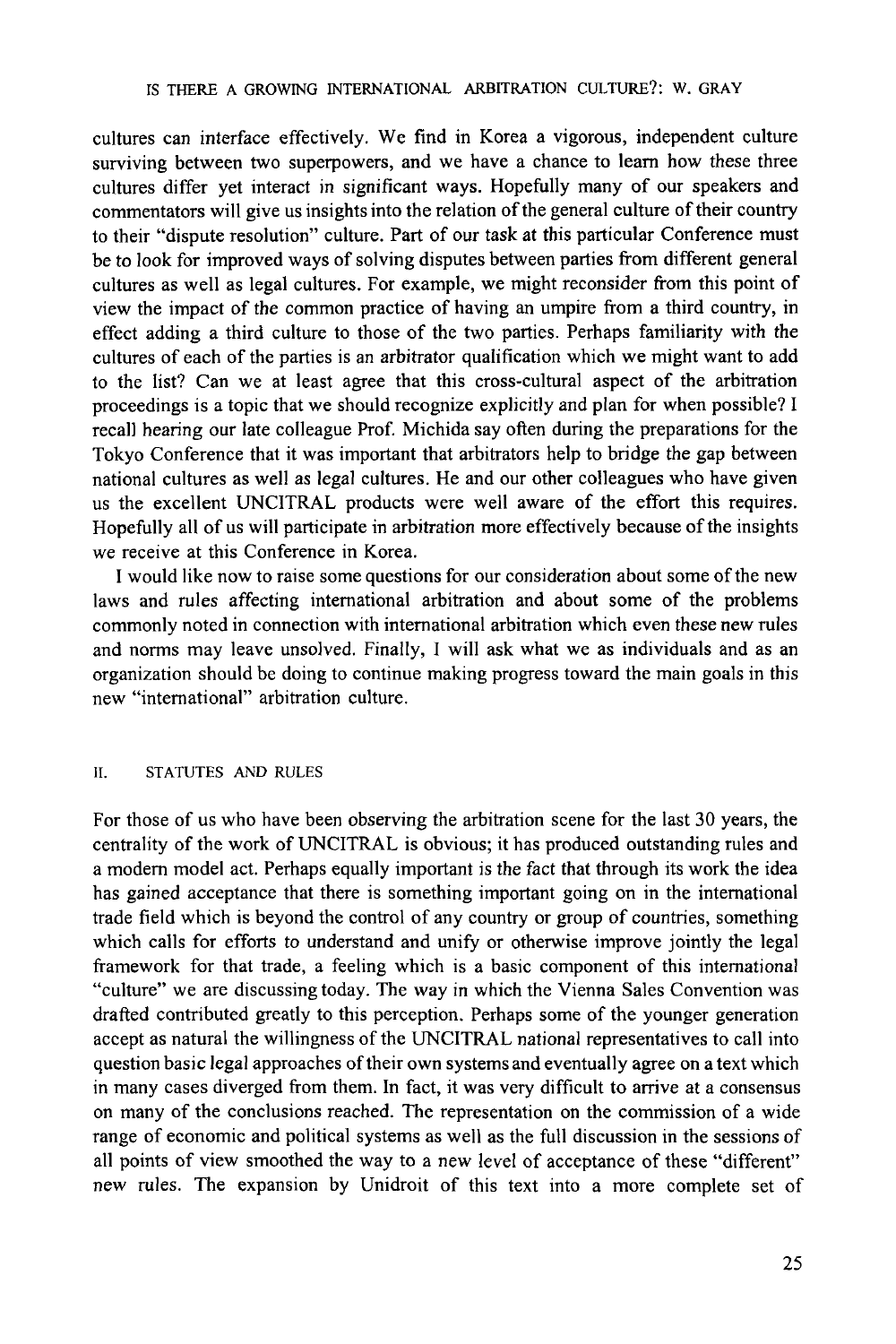cultures can interface effectively. We find in Korea a vigorous, independent culture surviving between two superpowers, and we have a chance to learn how these three cultures differ yet interact in significant ways. Hopefully many of our speakers and commentators will give us insights into the relation of the general culture of their country to their "dispute resolution" culture. Part of our task at this particular Conference must be to look for improved ways of solving disputes between parties from different general cultures as well as legal cultures. For example, we might reconsider from this point of view the impact of the common practice of having an umpire from a third country, in effect adding a third culture to those of the two parties. Perhaps familiarity with the cultures of each of the parties is an arbitrator qualification which we might want to add to the list? Can we at least agree that this cross-cultural aspect of the arbitration proceedings is a topic that we should recognize explicitly and plan for when possible? I recall hearing our late colleague Prof. Michida say often during the preparations for the Tokyo Conference that it was important that arbitrators help to bridge the gap between national cultures as well as legal cultures. He and our other colleagues who have given us the excellent UNCITRAL products were well aware of the effort this requires. Hopefully all of us will participate in arbitration more effectively because of the insights we receive at this Conference in Korea.

I would like now to raise some questions for our consideration about some of the new laws and rules affecting international arbitration and about some of the problems commonly noted in connection with international arbitration which even these new rules and norms may leave unsolved. Finally, I will ask what we as individuals and as an organization should be doing to continue making progress toward the main goals in this new "international" arbitration culture.

## II. STATUTES AND RULES

For those of us who have been observing the arbitration scene for the last 30 years, the centrality of the work of UNCITRAL is obvious; it has produced outstanding rules and a modern model act. Perhaps equally important is the fact that through its work the idea has gained acceptance that there is something important going on in the international trade field which is beyond the control of any country or group of countries, something which calls for efforts to understand and unify or otherwise improve jointly the legal framework for that trade, a feeling which is a basic component of this international "culture" we are discussing today. The way in which the Vienna Sales Convention was drafted contributed greatly to this perception. Perhaps some of the younger generation accept as natural the willingness of the UNCITRAL national representatives to call into question basic legal approaches of their own systems and eventually agree on a text which in many cases diverged from them. In fact, it was very difficult to arrive at a consensus on many of the conclusions reached. The representation on the commission of a wide range of economic and political systems as well as the full discussion in the sessions of all points of view smoothed the way to a new level of acceptance of these "different" new rules. The expansion by Unidroit of this text into a more complete set of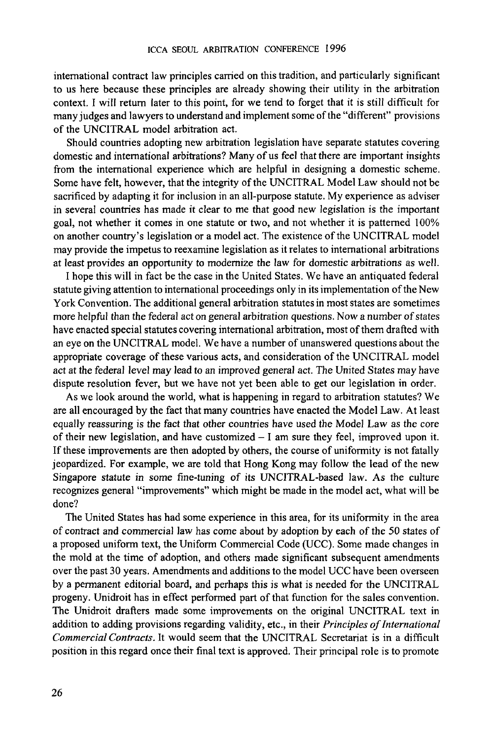international contract law principles carried on this tradition, and particularly significant to us here because these principles are already showing their utility in the arbitration context. I will return later to this point, for we tend to forget that it is still difficult for many judges and lawyers to understand and implement some of the "different" provisions of the UNCITRAL model arbitration act.

Should countries adopting new arbitration legislation have separate statutes covering domestic and international arbitrations? Many of us feel that there are important insights from the international experience which are helpful in designing a domestic scheme. Some have felt, however, that the integrity of the UNCITRAL Model Law should not be sacrificed by adapting it for inclusion in an all-purpose statute. My experience as adviser in several countries has made it clear to me that good new legislation is the important goal, not whether it comes in one statute or two, and not whether it is patterned 100% on another country's legislation or a model act. The existence of the UNCITRAL model may provide the impetus to reexamine legislation as it relates to international arbitrations at least provides an opportunity to modernize the law for domestic arbitrations as well.

I hope this will in fact be the case in the United States. We have an antiquated federal statute giving attention to international proceedings only in its implementation of the New York Convention. The additional general arbitration statutes in most states are sometimes more helpful than the federal act on general arbitration questions. Now a number of states have enacted special statutes covering international arbitration, most of them drafted with an eye on the UNCITRAL model. We have a number of unanswered questions about the appropriate coverage of these various acts, and consideration of the UNCITRAL model act at the federal level may lead to an improved general act. The United States may have dispute resolution fever, but we have not yet been able to get our legislation in order.

As we look around the world, what is happening in regard to arbitration statutes? We are all encouraged by the fact that many countries have enacted the Model Law. At least equally reassuring is the fact that other countries have used the Model Law as the core of their new legislation, and have customized – I am sure they feel, improved upon it. If these improvements are then adopted by others, the course of uniformity is not fatally jeopardized. For example, we are told that Hong Kong may follow the lead of the new Singapore statute in some fine-tuning of its UNCITRAL-based law. As the culture recognizes general "improvements" which might be made in the model act, what will be done?

The United States has had some experience in this area, for its uniformity in the area of contract and commercial law has come about by adoption by each of the 50 states of a proposed uniform text, the Uniform Commercial Code (UCC). Some made changes in the mold at the time of adoption, and others made significant subsequent amendments over the past 30 years. Amendments and additions to the model UCC have been overseen by a permanent editorial board, and perhaps this is what is needed for the UNCITRAL progeny. Unidroit has in effect performed part of that function for the sales convention. The Unidroit drafters made some improvements on the original UNCITRAL text in addition to adding provisions regarding validity, etc., in their *Principles of International Commercial Contracts.* It would seem that the UNCITRAL Secretariat is in a difficult position in this regard once their final text is approved. Their principal role is to promote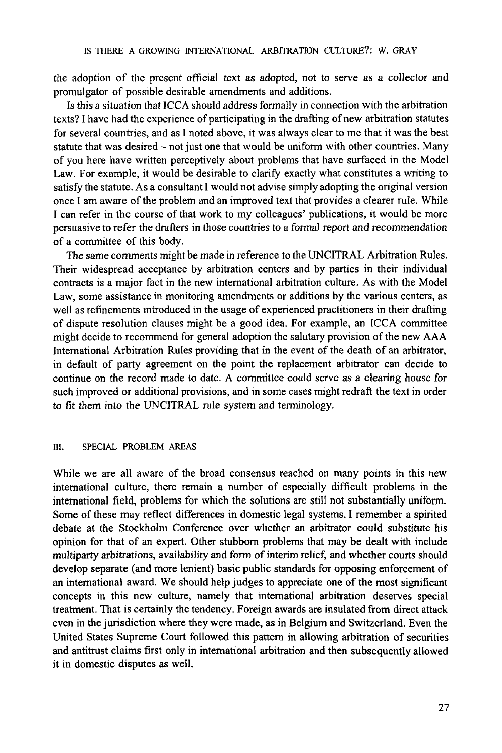the adoption of the present official text as adopted, not to serve as a collector and promulgator of possible desirable amendments and additions.

Is this a situation that ICCA should address formally in connection with the arbitration texts? I have had the experience of participating in the drafting of new arbitration statutes for several countries, and as I noted above, it was always clear to me that it was the best statute that was desired – not just one that would be uniform with other countries. Many of you here have written perceptively about problems that have surfaced in the Model Law. For example, it would be desirable to clarify exactly what constitutes a writing to satisfy the statute. As a consultant I would not advise simply adopting the original version once I am aware of the problem and an improved text that provides a clearer rule. While I can refer in the course of that work to my colleagues' publications, it would be more persuasive to refer the drafters in those countries to a formal report and recommendation of a committee of this body.

The same comments might be made in reference to the UNCITRAL Arbitration Rules. Their widespread acceptance by arbitration centers and by parties in their individual contracts is a major fact in the new international arbitration culture. As with the Model Law, some assistance in monitoring amendments or additions by the various centers, as well as refinements introduced in the usage of experienced practitioners in their drafting of dispute resolution clauses might be a good idea. For example, an ICCA committee might decide to recommend for general adoption the salutary provision of the new AAA International Arbitration Rules providing that in the event of the death of an arbitrator, in default of party agreement on the point the replacement arbitrator can decide to continue on the record made to date. A committee could serve as a clearing house for such improved or additional provisions, and in some cases might redraft the text in order to fit them into the UNCITRAL rule system and terminology.

## III. SPECIAL PROBLEM AREAS

While we are all aware of the broad consensus reached on many points in this new international culture, there remain a number of especially difficult problems in the international field, problems for which the solutions are still not substantially uniform. Some of these may reflect differences in domestic legal systems. I remember a spirited debate at the Stockholm Conference over whether an arbitrator could substitute his opinion for that of an expert. Other stubborn problems that may be dealt with include multiparty arbitrations, availability and form of interim relief, and whether courts should develop separate (and more lenient) basic public standards for opposing enforcement of an international award. We should help judges to appreciate one of the most significant concepts in this new culture, namely that international arbitration deserves special treatment. That is certainly the tendency. Foreign awards are insulated from direct attack even in the jurisdiction where they were made, as in Belgium and Switzerland. Even the United States Supreme Court followed this pattern in allowing arbitration of securities and antitrust claims first only in international arbitration and then subsequently allowed it in domestic disputes as well.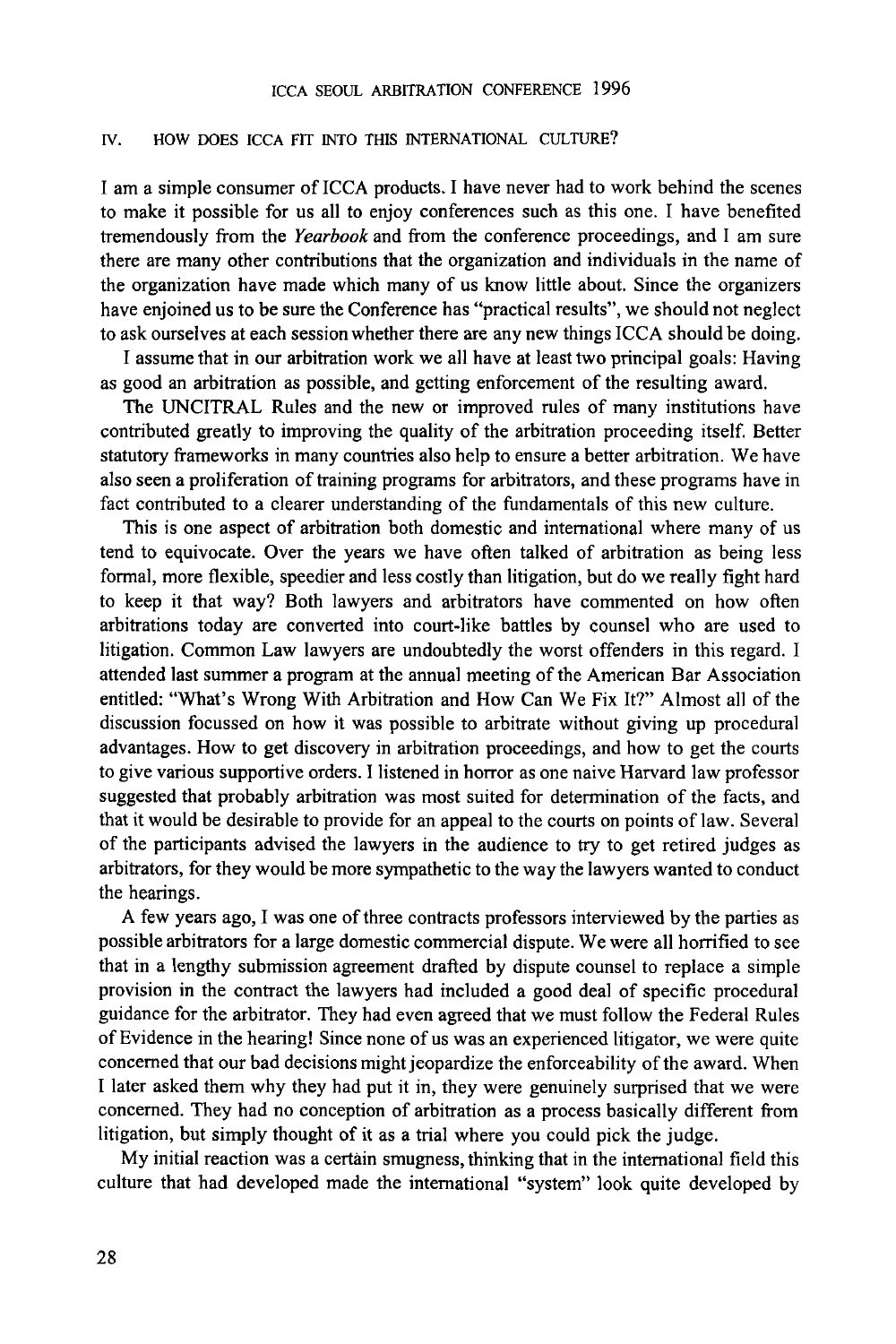## IV. HOW DOES ICCA FIT INTO THIS INTERNATIONAL CULTURE?

I am a simple consumer of ICCA products. I have never had to work behind the scenes to make it possible for us all to enjoy conferences such as this one. I have benefited tremendously from the *Yearbook* and from the conference proceedings, and I am sure there are many other contributions that the organization and individuals in the name of the organization have made which many of us know little about. Since the organizers have enjoined us to be sure the Conference has "practical results", we should not neglect to ask ourselves at each session whether there are any new things ICCA should be doing.

I assume that in our arbitration work we all have at least two principal goals: Having as good an arbitration as possible, and getting enforcement of the resulting award.

The UNCITRAL Rules and the new or improved rules of many institutions have contributed greatly to improving the quality of the arbitration proceeding itself. Better statutory frameworks in many countries also help to ensure a better arbitration. We have also seen a proliferation of training programs for arbitrators, and these programs have in fact contributed to a clearer understanding of the fundamentals of this new culture.

This is one aspect of arbitration both domestic and international where many of us tend to equivocate. Over the years we have often talked of arbitration as being less formal, more flexible, speedier and less costly than litigation, but do we really fight hard to keep it that way? Both lawyers and arbitrators have commented on how often arbitrations today are converted into court-like battles by counsel who are used to litigation. Common Law lawyers are undoubtedly the worst offenders in this regard. I attended last summer a program at the annual meeting of the American Bar Association entitled: "What's Wrong With Arbitration and How Can We Fix It?" Almost all of the discussion focussed on how it was possible to arbitrate without giving up procedural advantages. How to get discovery in arbitration proceedings, and how to get the courts to give various supportive orders. I listened in horror as one naive Harvard law professor suggested that probably arbitration was most suited for determination of the facts, and that it would be desirable to provide for an appeal to the courts on points of law. Several of the participants advised the lawyers in the audience to try to get retired judges as arbitrators, for they would be more sympathetic to the way the lawyers wanted to conduct the hearings.

A few years ago, I was one of three contracts professors interviewed by the parties as possible arbitrators for a large domestic commercial dispute. We were all horrified to see that in a lengthy submission agreement drafted by dispute counsel to replace a simple provision in the contract the lawyers had included a good deal of specific procedural guidance for the arbitrator. They had even agreed that we must follow the Federal Rules of Evidence in the hearing! Since none of us was an experienced litigator, we were quite concerned that our bad decisions might jeopardize the enforceability of the award. When I later asked them why they had put it in, they were genuinely surprised that we were concerned. They had no conception of arbitration as a process basically different from litigation, but simply thought of it as a trial where you could pick the judge.

My initial reaction was a certain smugness, thinking that in the international field this culture that had developed made the international "system" look quite developed by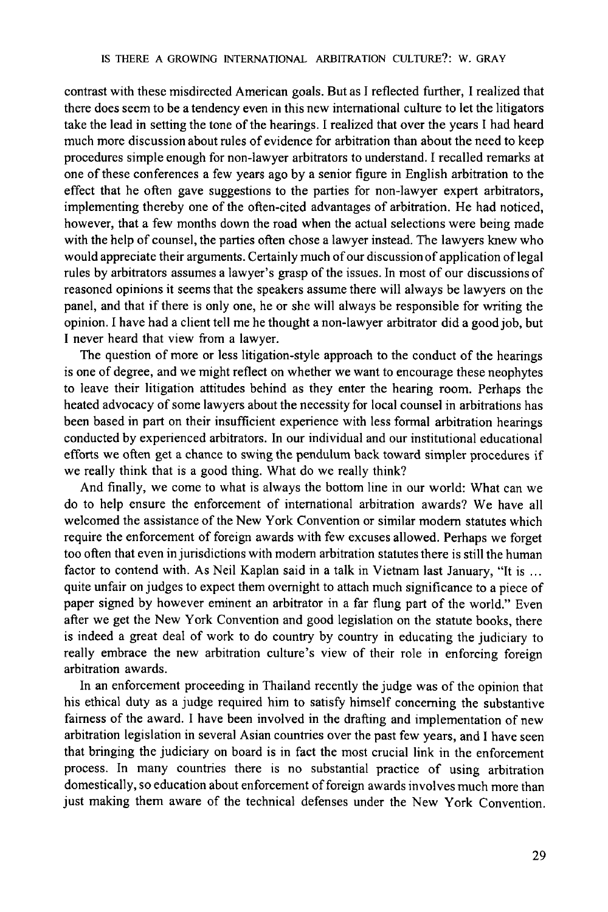contrast with these misdirected American goals. But as I reflected further, I realized that there does seem to be a tendency even in this new international culture to let the litigators take the lead in setting the tone of the hearings. I realized that over the years I had heard much more discussion about rules of evidence for arbitration than about the need to keep procedures simple enough for non-lawyer arbitrators to understand. I recalled remarks at one of these conferences a few years ago by a senior figure in English arbitration to the effect that he often gave suggestions to the parties for non-lawyer expert arbitrators, implementing thereby one of the often-cited advantages of arbitration. He had noticed, however, that a few months down the road when the actual selections were being made with the help of counsel, the parties often chose a lawyer instead. The lawyers knew who would appreciate their arguments. Certainly much of our discussion of application of legal rules by arbitrators assumes a lawyer's grasp of the issues. In most of our discussions of reasoned opinions it seems that the speakers assume there will always be lawyers on the panel, and that if there is only one, he or she will always be responsible for writing the opinion. I have had a client tell me he thought a non-lawyer arbitrator did a good job, but I never heard that view from a lawyer.

The question of more or less litigation-style approach to the conduct of the hearings is one of degree, and we might reflect on whether we want to encourage these neophytes to leave their litigation attitudes behind as they enter the hearing room. Perhaps the heated advocacy of some lawyers about the necessity for local counsel in arbitrations has been based in part on their insufficient experience with less formal arbitration hearings conducted by experienced arbitrators. In our individual and our institutional educational efforts we often get a chance to swing the pendulum back toward simpler procedures if we really think that is a good thing. What do we really think?

And finally, we come to what is always the bottom line in our world: What can we do to help ensure the enforcement of international arbitration awards? We have all welcomed the assistance of the New York Convention or similar modern statutes which require the enforcement of foreign awards with few excuses allowed. Perhaps we forget too often that even in jurisdictions with modern arbitration statutes there is still the human factor to contend with. As Neil Kaplan said in a talk in Vietnam last January, "It is ... quite unfair on judges to expect them overnight to attach much significance to a piece of paper signed by however eminent an arbitrator in a far flung part of the world." Even after we get the New York Convention and good legislation on the statute books, there is indeed a great deal of work to do country by country in educating the judiciary to really embrace the new arbitration culture's view of their role in enforcing foreign arbitration awards.

In an enforcement proceeding in Thailand recently the judge was of the opinion that his ethical duty as a judge required him to satisfy himself concerning the substantive fairness of the award. I have been involved in the drafting and implementation of new arbitration legislation in several Asian countries over the past few years, and I have seen that bringing the judiciary on board is in fact the most crucial link in the enforcement process. In many countries there is no substantial practice of using arbitration domestically, so education about enforcement of foreign awards involves much more than just making them aware of the technical defenses under the New York Convention.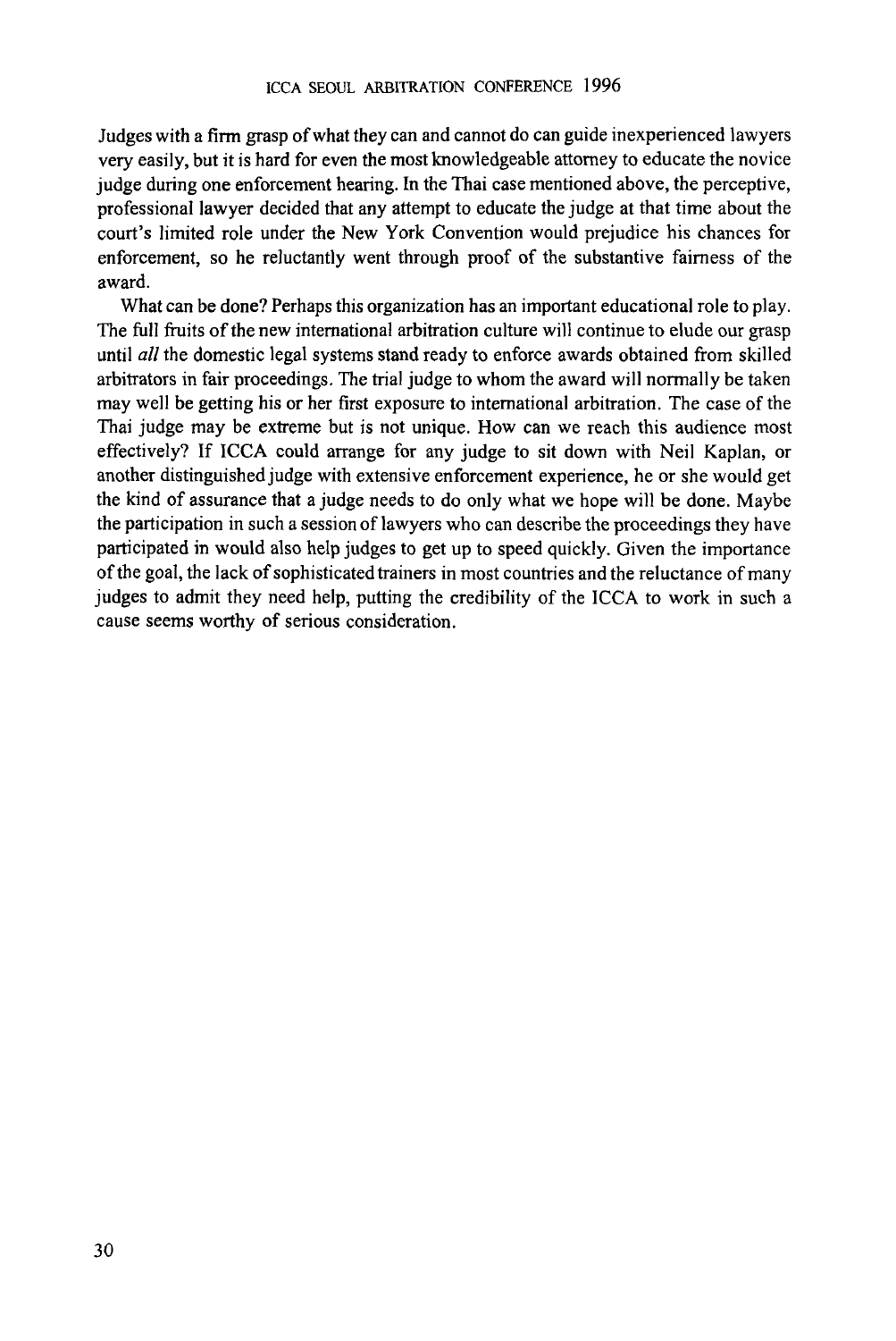Judges with a firm grasp of what they can and cannot do can guide inexperienced lawyers very easily, but it is hard for even the most knowledgeable attorney to educate the novice judge during one enforcement hearing. In the Thai case mentioned above, the perceptive, professional lawyer decided that any attempt to educate the judge at that time about the court's limited role under the New York Convention would prejudice his chances for enforcement, so he reluctantly went through proof of the substantive fairness of the award.

What can be done? Perhaps this organization has an important educational role to play. The full fruits of the new international arbitration culture will continue to elude our grasp until *all* the domestic legal systems stand ready to enforce awards obtained from skilled arbitrators in fair proceedings. The trial judge to whom the award will normally be taken may well be getting his or her first exposure to international arbitration. The case of the Thai judge may be extreme but is not unique. How can we reach this audience most effectively? If ICCA could arrange for any judge to sit down with Neil Kaplan, or another distinguished judge with extensive enforcement experience, he or she would get the kind of assurance that a judge needs to do only what we hope will be done. Maybe the participation in such a session of lawyers who can describe the proceedings they have participated in would also help judges to get up to speed quickly. Given the importance of the goal, the lack of sophisticated trainers in most countries and the reluctance of many judges to admit they need help, putting the credibility of the ICCA to work in such a cause seems worthy of serious consideration.